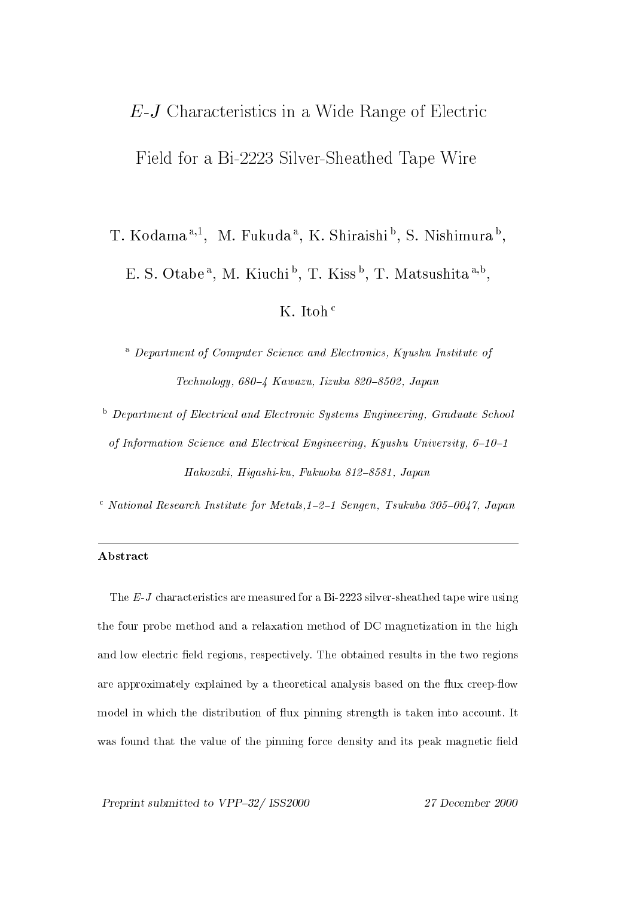# $E$-$J$ Characteristics in a Wide Range of Electric Field for a Bi-2223 Silver-Sheathed Tape Wire

T. Kodama [a,1], M. Fukuda [a], K. Shiraishi [b], S. Nishimura [b], E. S. Otabe [a], M. Kiuchi [b], T. Kiss [b], T. Matsushita [a,b], K. Itoh [c]

[a] *Department of Computer Science and Electronics, Kyushu Institute of Technology, 680–4 Kawazu, Iizuka 820–8502, Japan*

[b] *Department of Electrical and Electronic Systems Engineering, Graduate School of Information Science and Electrical Engineering, Kyushu University, 6–10–1 Hakozaki, Higashi-ku, Fukuoka 812–8581, Japan*

[c] *National Research Institute for Metals,1–2–1 Sengen, Tsukuba 305–0047, Japan*

---

**Abstract**

The $E$-$J$ characteristics are measured for a Bi-2223 silver-sheathed tape wire using the four probe method and a relaxation method of DC magnetization in the high and low electric field regions, respectively. The obtained results in the two regions are approximately explained by a theoretical analysis based on the flux creep-flow model in which the distribution of flux pinning strength is taken into account. It was found that the value of the pinning force density and its peak magnetic field

*Preprint submitted to VPP–32/ ISS2000* *27 December 2000*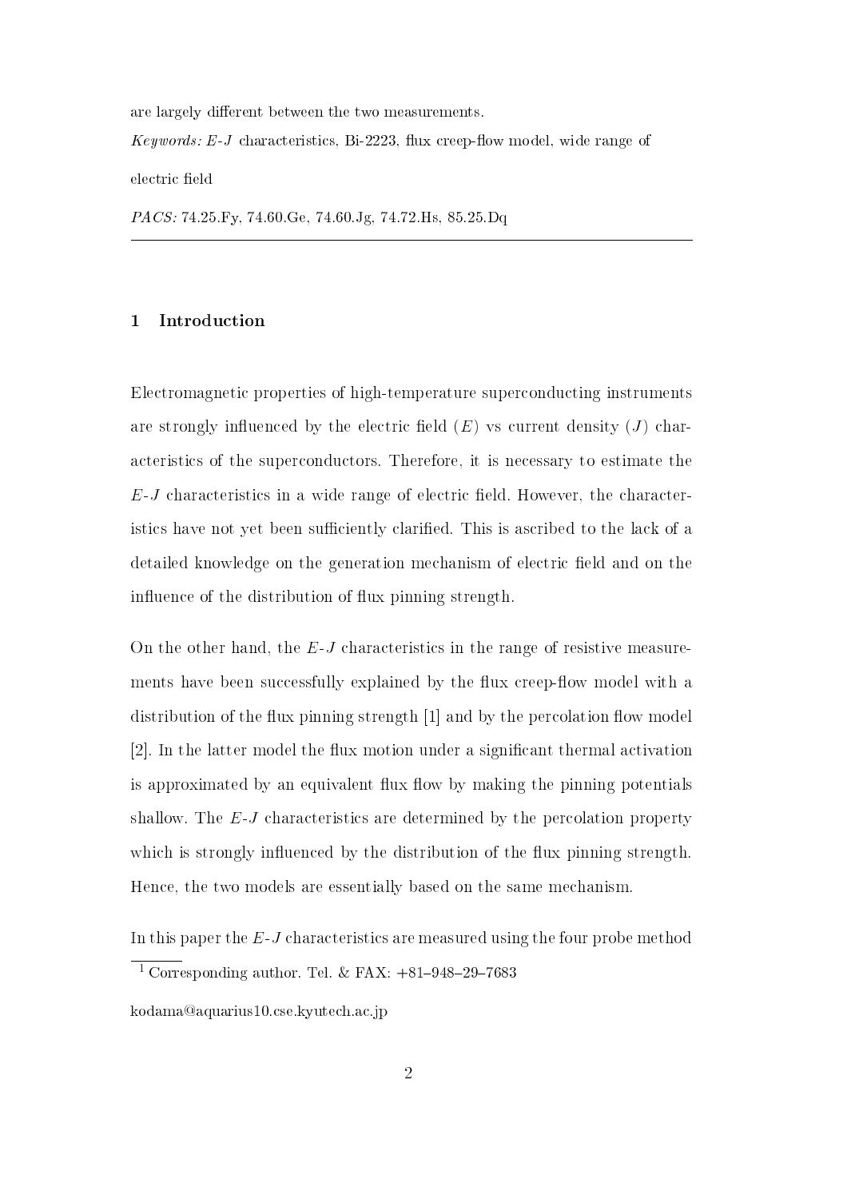are largely different between the two measurements.

*Keywords:* $E$-$J$ characteristics, Bi-2223, flux creep-flow model, wide range of electric field

*PACS:* 74.25.Fy, 74.60.Ge, 74.60.Jg, 74.72.Hs, 85.25.Dq

---

## 1 Introduction

Electromagnetic properties of high-temperature superconducting instruments are strongly influenced by the electric field ($E$) vs current density ($J$) characteristics of the superconductors. Therefore, it is necessary to estimate the $E$-$J$ characteristics in a wide range of electric field. However, the characteristics have not yet been sufficiently clarified. This is ascribed to the lack of a detailed knowledge on the generation mechanism of electric field and on the influence of the distribution of flux pinning strength.

On the other hand, the $E$-$J$ characteristics in the range of resistive measurements have been successfully explained by the flux creep-flow model with a distribution of the flux pinning strength [1] and by the percolation flow model [2]. In the latter model the flux motion under a significant thermal activation is approximated by an equivalent flux flow by making the pinning potentials shallow. The $E$-$J$ characteristics are determined by the percolation property which is strongly influenced by the distribution of the flux pinning strength. Hence, the two models are essentially based on the same mechanism.

In this paper the $E$-$J$ characteristics are measured using the four probe method

---

[1] Corresponding author. Tel. & FAX: +81–948–29–7683

kodama@aquarius10.cse.kyutech.ac.jp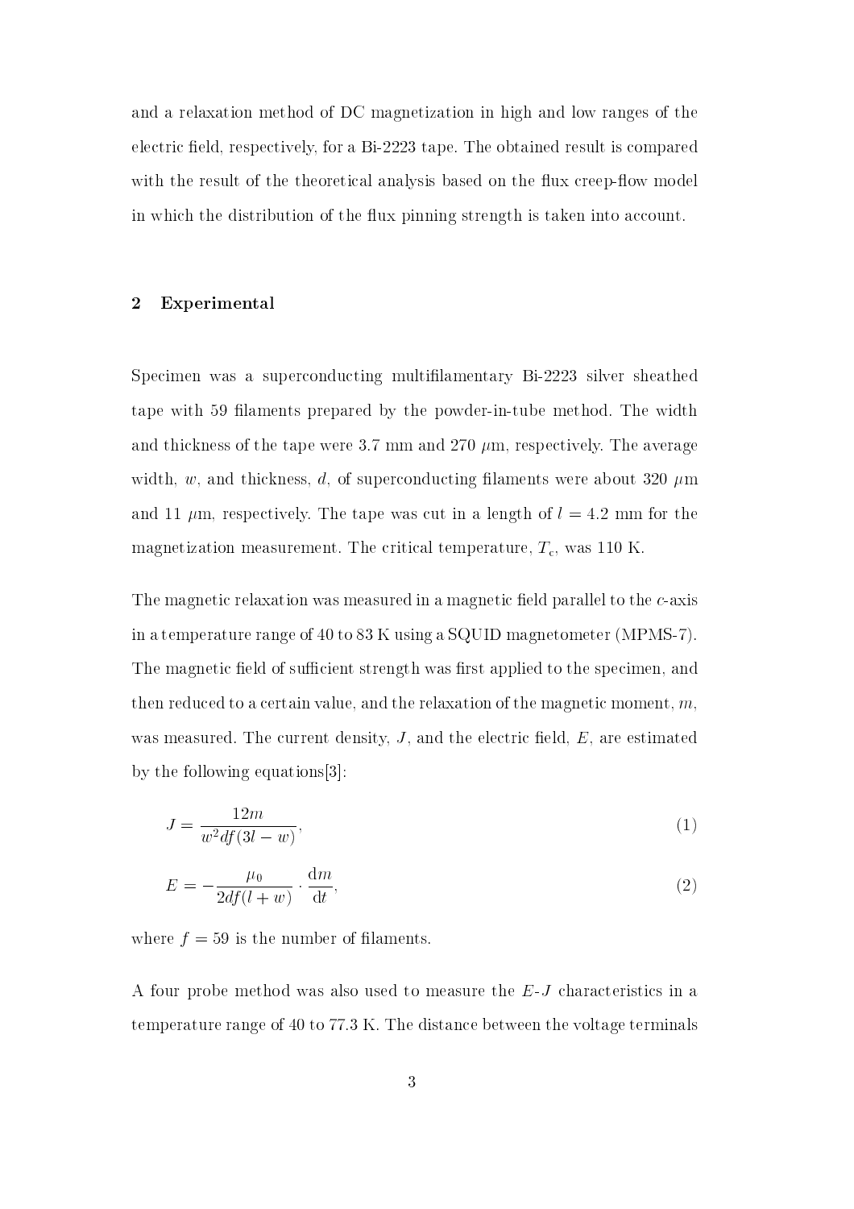and a relaxation method of DC magnetization in high and low ranges of the electric field, respectively, for a Bi-2223 tape. The obtained result is compared with the result of the theoretical analysis based on the flux creep-flow model in which the distribution of the flux pinning strength is taken into account.

## 2 Experimental

Specimen was a superconducting multifilamentary Bi-2223 silver sheathed tape with 59 filaments prepared by the powder-in-tube method. The width and thickness of the tape were 3.7 mm and 270 $\mu$m, respectively. The average width, $w$, and thickness, $d$, of superconducting filaments were about 320 $\mu$m and 11 $\mu$m, respectively. The tape was cut in a length of $l = 4.2$ mm for the magnetization measurement. The critical temperature, $T_c$, was 110 K.

The magnetic relaxation was measured in a magnetic field parallel to the $c$-axis in a temperature range of 40 to 83 K using a SQUID magnetometer (MPMS-7). The magnetic field of sufficient strength was first applied to the specimen, and then reduced to a certain value, and the relaxation of the magnetic moment, $m$, was measured. The current density, $J$, and the electric field, $E$, are estimated by the following equations[3]:

$$J = \frac{12m}{w^2 df(3l - w)}, \tag{1}$$

$$E = -\frac{\mu_0}{2df(l + w)} \cdot \frac{\mathrm{d}m}{\mathrm{d}t}, \tag{2}$$

where $f = 59$ is the number of filaments.

A four probe method was also used to measure the $E$-$J$ characteristics in a temperature range of 40 to 77.3 K. The distance between the voltage terminals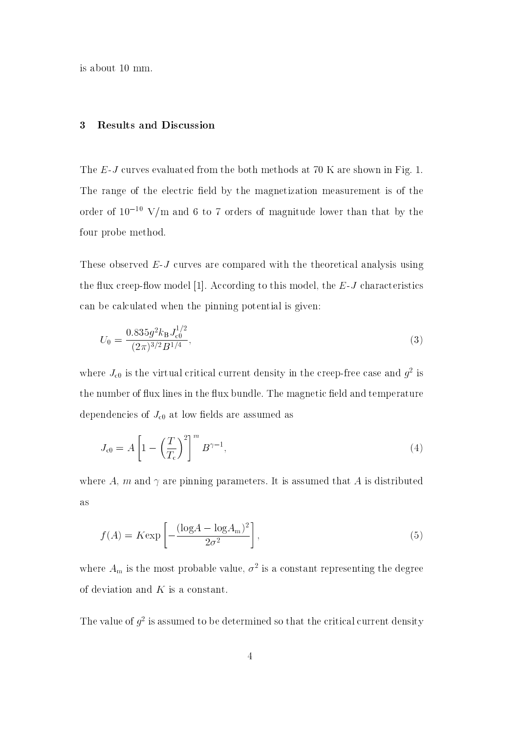is about 10 mm.

## 3 Results and Discussion

The $E$-$J$ curves evaluated from the both methods at 70 K are shown in Fig. 1. The range of the electric field by the magnetization measurement is of the order of $10^{-10}$ V/m and 6 to 7 orders of magnitude lower than that by the four probe method.

These observed $E$-$J$ curves are compared with the theoretical analysis using the flux creep-flow model [1]. According to this model, the $E$-$J$ characteristics can be calculated when the pinning potential is given:

$$U_0 = \frac{0.835 g^2 k_{\mathrm{B}} J_{\mathrm{c0}}^{1/2}}{(2\pi)^{3/2} B^{1/4}}, \tag{3}$$

where $J_{\mathrm{c0}}$ is the virtual critical current density in the creep-free case and $g^2$ is the number of flux lines in the flux bundle. The magnetic field and temperature dependencies of $J_{\mathrm{c0}}$ at low fields are assumed as

$$J_{\mathrm{c0}} = A \left[ 1 - \left( \frac{T}{T_{\mathrm{c}}} \right)^2 \right]^m B^{\gamma - 1}, \tag{4}$$

where $A$, $m$ and $\gamma$ are pinning parameters. It is assumed that $A$ is distributed as

$$f(A) = K \exp \left[ -\frac{(\log A - \log A_{\mathrm{m}})^2}{2\sigma^2} \right], \tag{5}$$

where $A_{\mathrm{m}}$ is the most probable value, $\sigma^2$ is a constant representing the degree of deviation and $K$ is a constant.

The value of $g^2$ is assumed to be determined so that the critical current density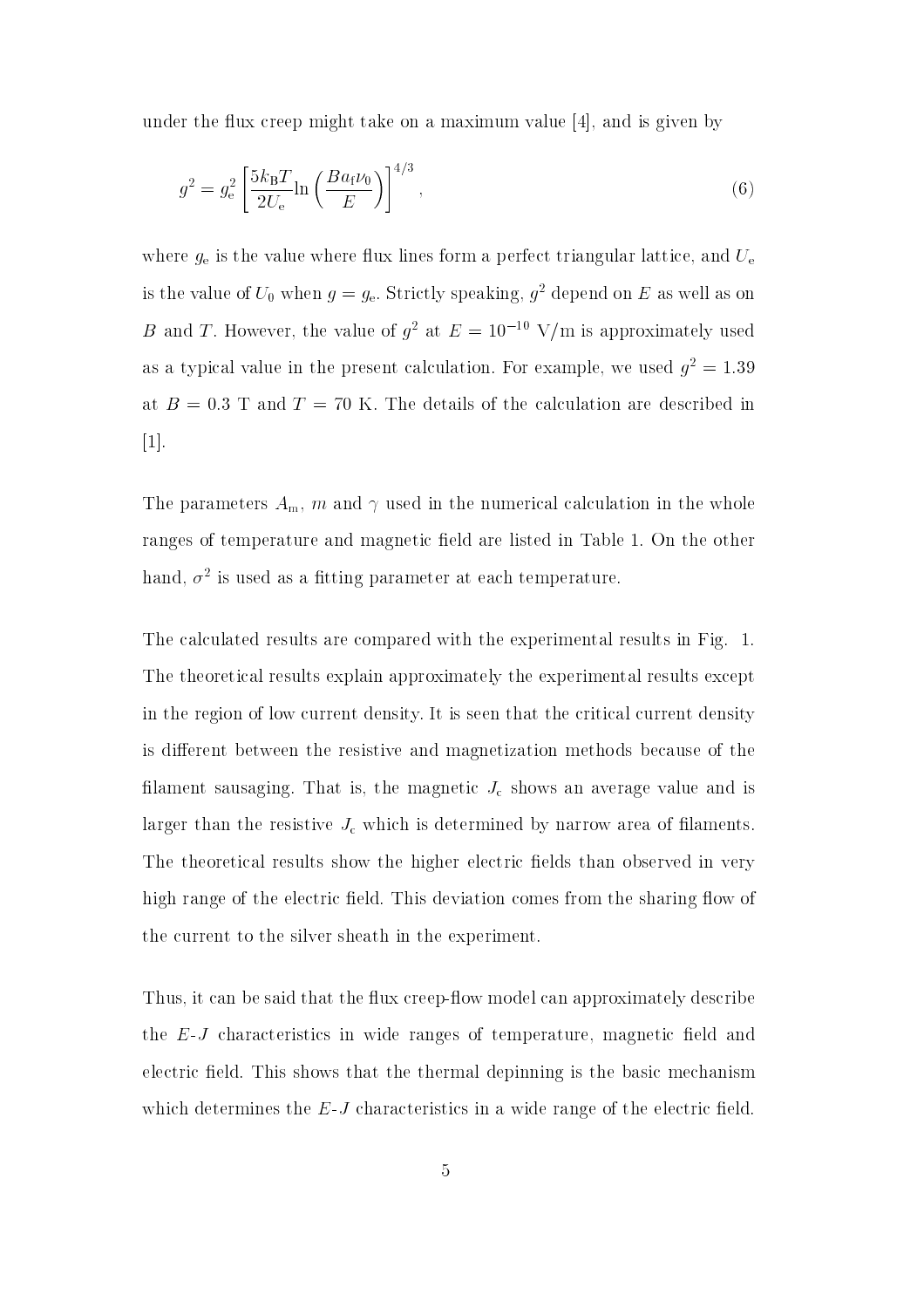under the flux creep might take on a maximum value [4], and is given by

$$g^2 = g_{\mathrm{e}}^2 \left[ \frac{5k_{\mathrm{B}}T}{2U_{\mathrm{e}}} \ln \left( \frac{Ba_{\mathrm{f}}\nu_0}{E} \right) \right]^{4/3} , \tag{6}$$

where $g_{\mathrm{e}}$ is the value where flux lines form a perfect triangular lattice, and $U_{\mathrm{e}}$ is the value of $U_0$ when $g = g_{\mathrm{e}}$. Strictly speaking, $g^2$ depend on $E$ as well as on $B$ and $T$. However, the value of $g^2$ at $E = 10^{-10}$ V/m is approximately used as a typical value in the present calculation. For example, we used $g^2 = 1.39$ at $B = 0.3$ T and $T = 70$ K. The details of the calculation are described in [1].

The parameters $A_{\mathrm{m}}$, $m$ and $\gamma$ used in the numerical calculation in the whole ranges of temperature and magnetic field are listed in Table 1. On the other hand, $\sigma^2$ is used as a fitting parameter at each temperature.

The calculated results are compared with the experimental results in Fig. 1. The theoretical results explain approximately the experimental results except in the region of low current density. It is seen that the critical current density is different between the resistive and magnetization methods because of the filament sausaging. That is, the magnetic $J_{\mathrm{c}}$ shows an average value and is larger than the resistive $J_{\mathrm{c}}$ which is determined by narrow area of filaments. The theoretical results show the higher electric fields than observed in very high range of the electric field. This deviation comes from the sharing flow of the current to the silver sheath in the experiment.

Thus, it can be said that the flux creep-flow model can approximately describe the $E$-$J$ characteristics in wide ranges of temperature, magnetic field and electric field. This shows that the thermal depinning is the basic mechanism which determines the $E$-$J$ characteristics in a wide range of the electric field.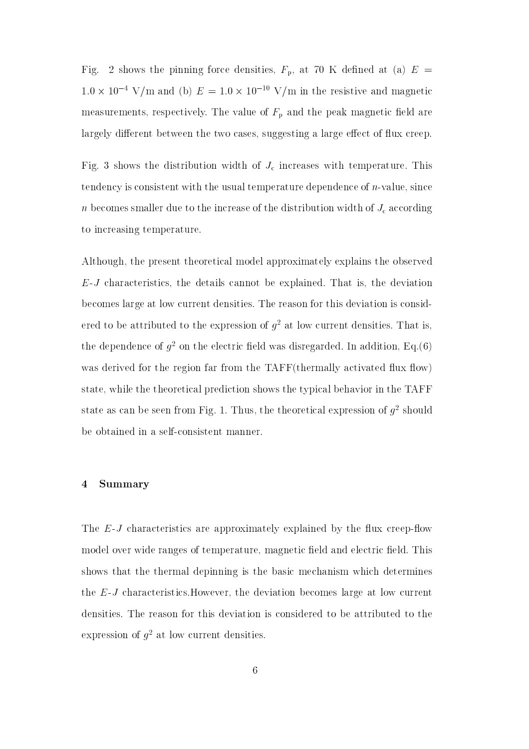Fig. 2 shows the pinning force densities, $F_{\mathrm{p}}$, at 70 K defined at (a) $E = 1.0 \times 10^{-4}$ V/m and (b) $E = 1.0 \times 10^{-10}$ V/m in the resistive and magnetic measurements, respectively. The value of $F_{\mathrm{p}}$ and the peak magnetic field are largely different between the two cases, suggesting a large effect of flux creep.

Fig. 3 shows the distribution width of $J_{\mathrm{c}}$ increases with temperature. This tendency is consistent with the usual temperature dependence of $n$-value, since $n$ becomes smaller due to the increase of the distribution width of $J_{\mathrm{c}}$ according to increasing temperature.

Although, the present theoretical model approximately explains the observed $E$-$J$ characteristics, the details cannot be explained. That is, the deviation becomes large at low current densities. The reason for this deviation is considered to be attributed to the expression of $g^2$ at low current densities. That is, the dependence of $g^2$ on the electric field was disregarded. In addition, Eq.(6) was derived for the region far from the TAFF(thermally activated flux flow) state, while the theoretical prediction shows the typical behavior in the TAFF state as can be seen from Fig. 1. Thus, the theoretical expression of $g^2$ should be obtained in a self-consistent manner.

## 4 Summary

The $E$-$J$ characteristics are approximately explained by the flux creep-flow model over wide ranges of temperature, magnetic field and electric field. This shows that the thermal depinning is the basic mechanism which determines the $E$-$J$ characteristics.However, the deviation becomes large at low current densities. The reason for this deviation is considered to be attributed to the expression of $g^2$ at low current densities.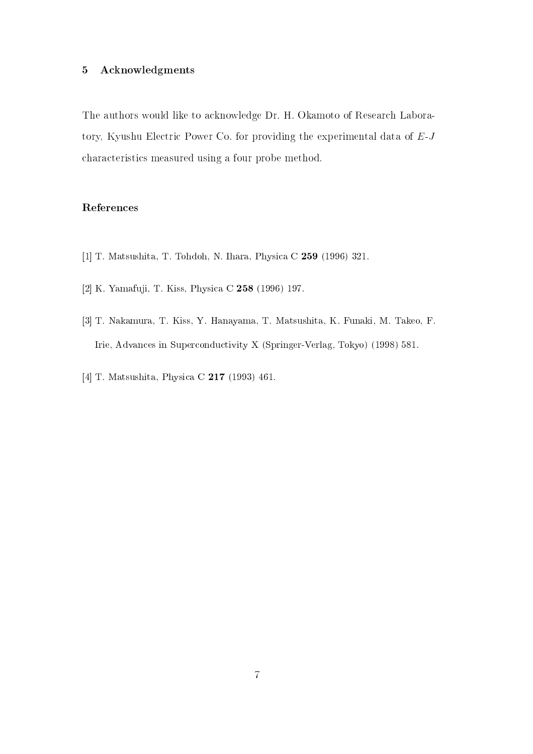## 5 Acknowledgments

The authors would like to acknowledge Dr. H. Okamoto of Research Laboratory, Kyushu Electric Power Co. for providing the experimental data of $E$-$J$ characteristics measured using a four probe method.

## References

[1] T. Matsushita, T. Tohdoh, N. Ihara, Physica C **259** (1996) 321.

[2] K. Yamafuji, T. Kiss, Physica C **258** (1996) 197.

[3] T. Nakamura, T. Kiss, Y. Hanayama, T. Matsushita, K. Funaki, M. Takeo, F. Irie, Advances in Superconductivity X (Springer-Verlag, Tokyo) (1998) 581.

[4] T. Matsushita, Physica C **217** (1993) 461.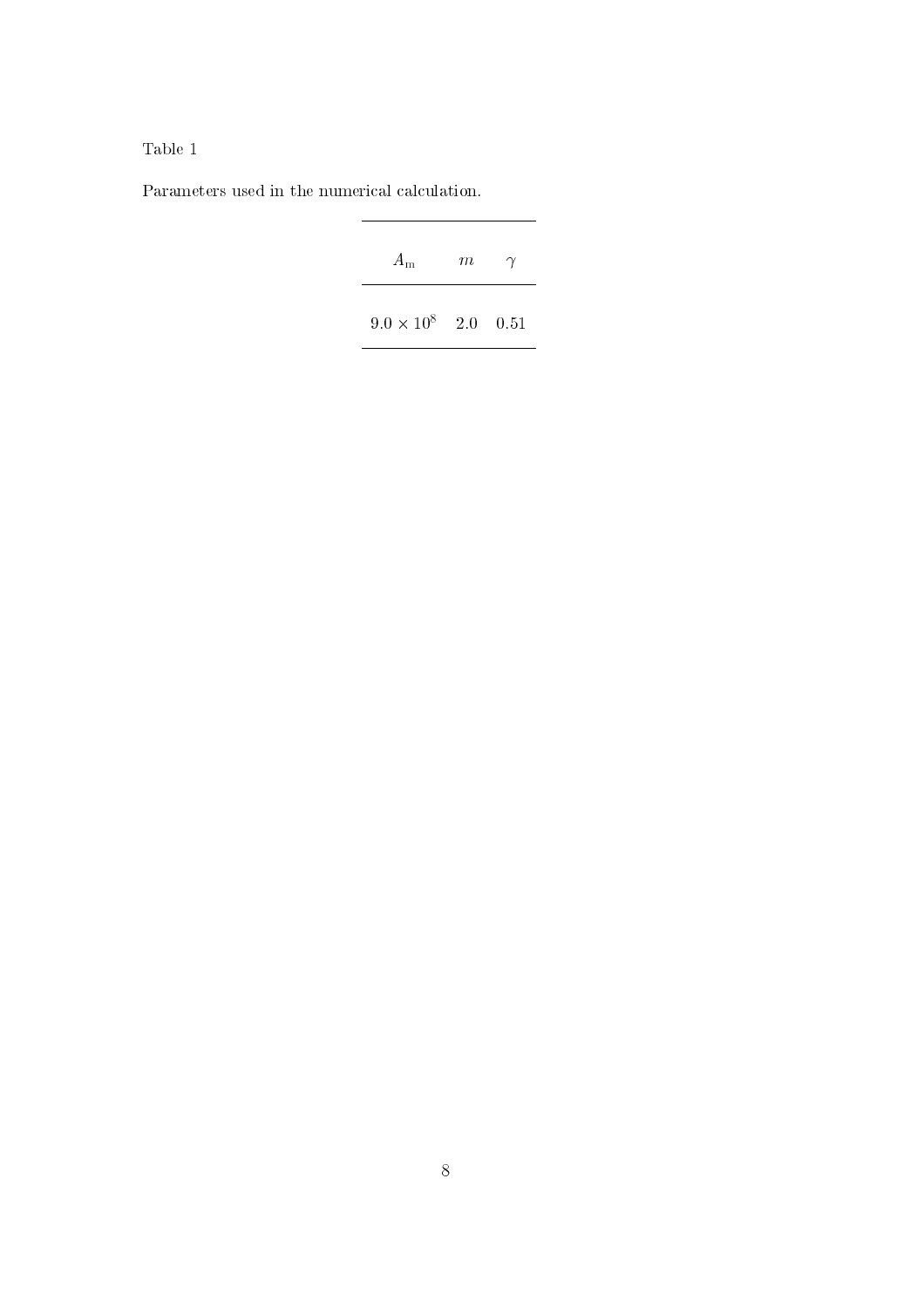Table 1

Parameters used in the numerical calculation.

| $A_{\rm m}$ | $m$ | $\gamma$ |
|---|---|---|
| $9.0 \times 10^8$ | 2.0 | 0.51 |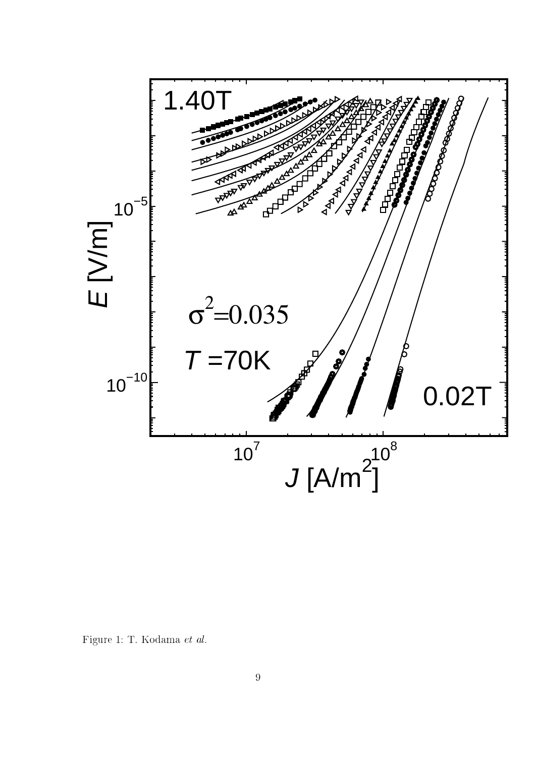Figure 1: T. Kodama *et al.*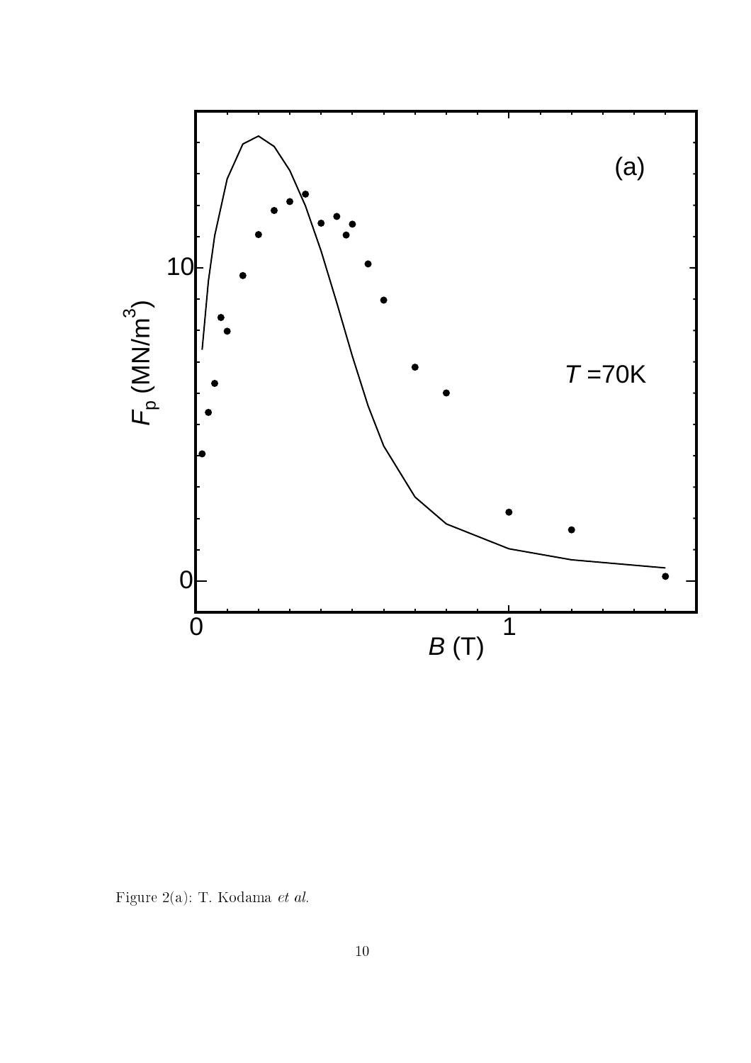Figure 2(a): T. Kodama *et al.*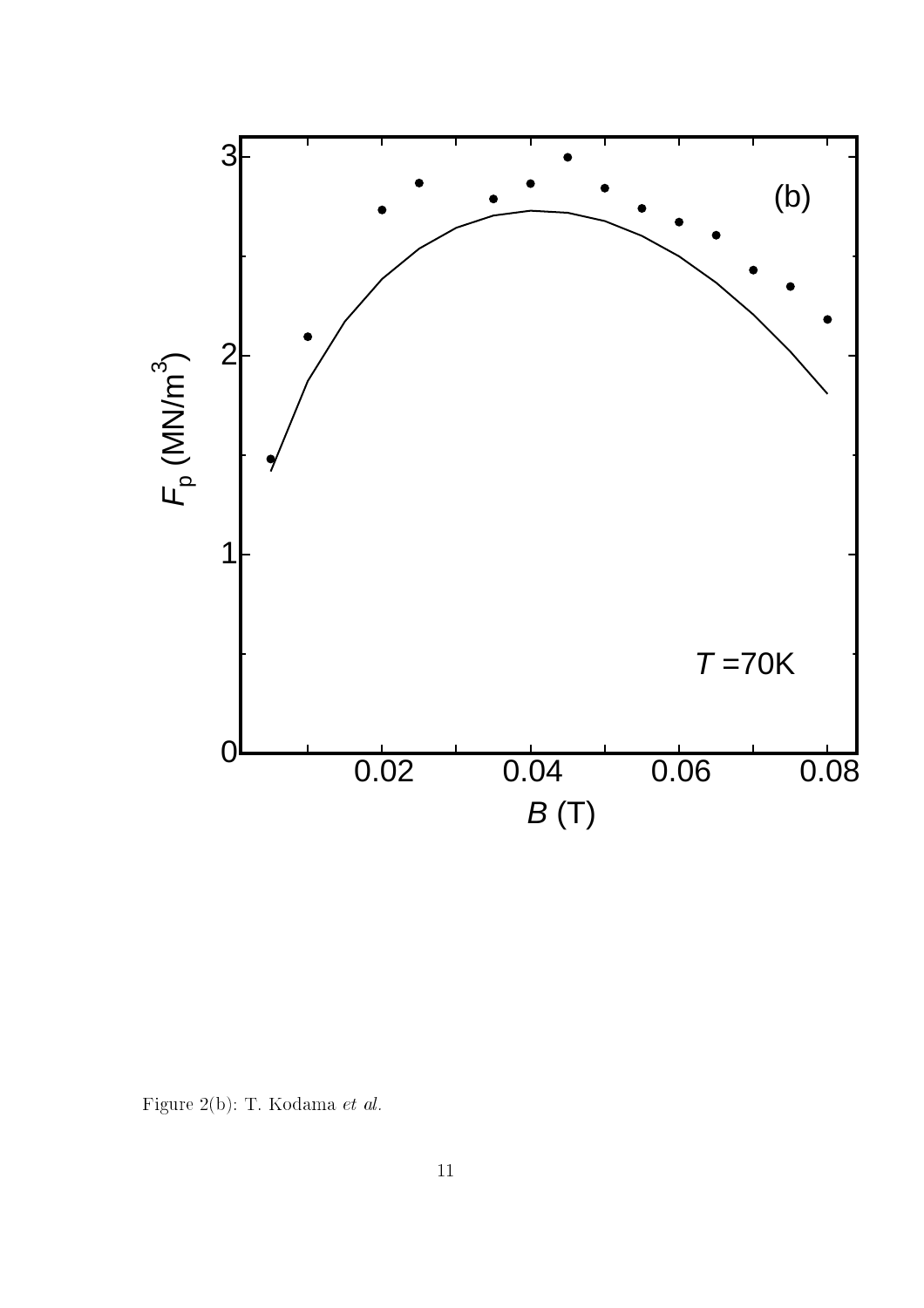Figure 2(b): T. Kodama *et al.*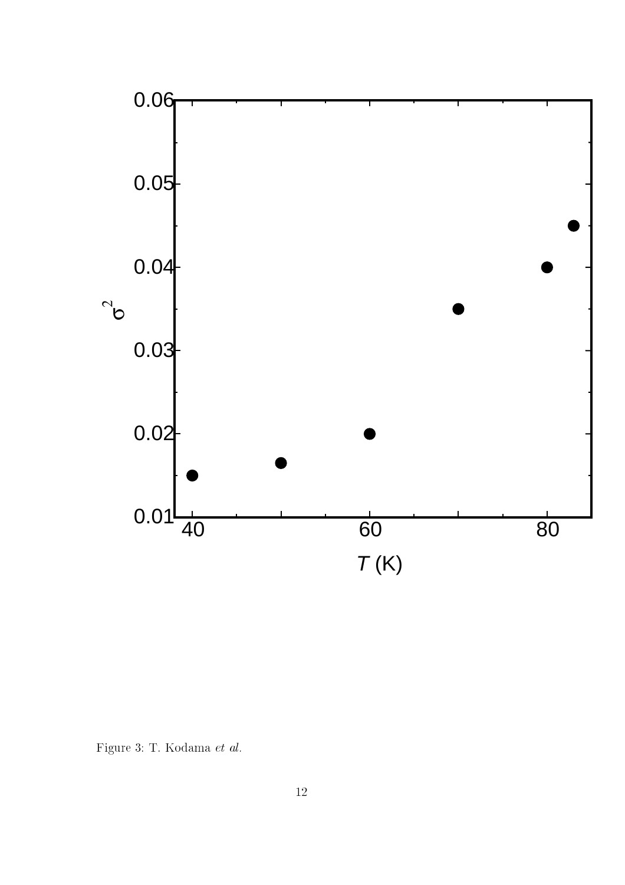Figure 3: T. Kodama *et al.*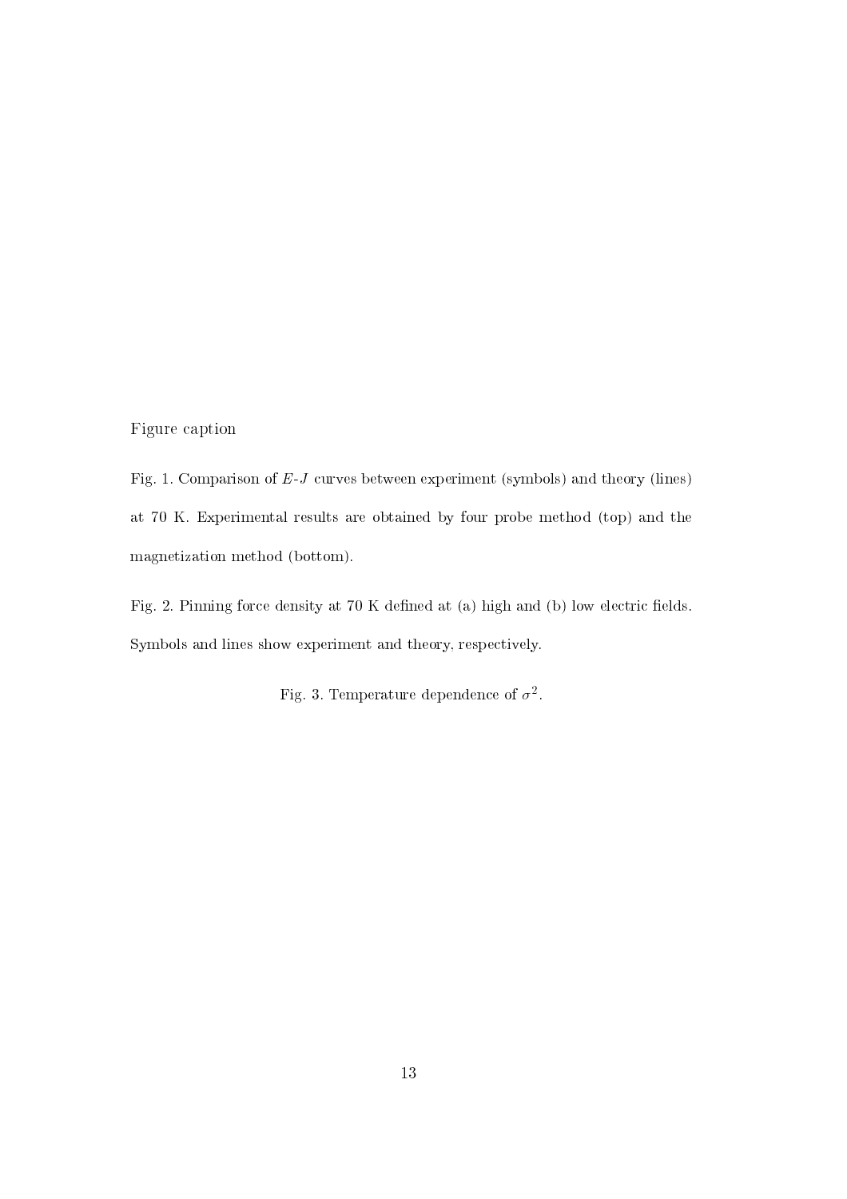Figure caption

Fig. 1. Comparison of $E$-$J$ curves between experiment (symbols) and theory (lines) at 70 K. Experimental results are obtained by four probe method (top) and the magnetization method (bottom).

Fig. 2. Pinning force density at 70 K defined at (a) high and (b) low electric fields. Symbols and lines show experiment and theory, respectively.

Fig. 3. Temperature dependence of $\sigma^2$.